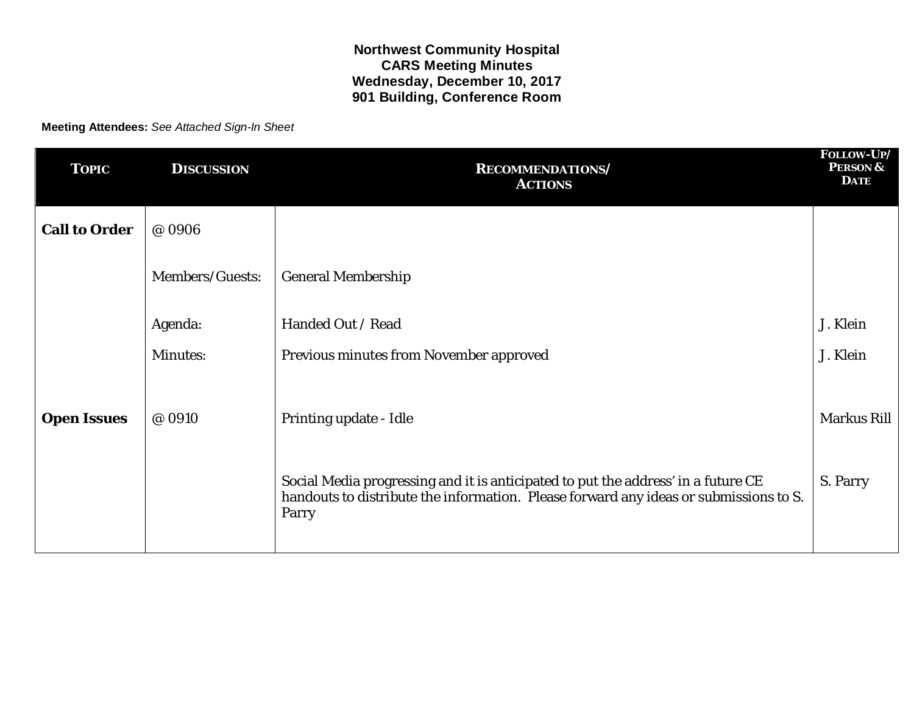# Northwest Community Hospital
## CARS Meeting Minutes
## Wednesday, December 10, 2017
## 901 Building, Conference Room

**Meeting Attendees:** *See Attached Sign-In Sheet*

| Topic | Discussion | Recommendations/ Actions | Follow-Up/ Person & Date |
|---|---|---|---|
| **Call to Order** | @ 0906 | | |
| | Members/Guests: | General Membership | |
| | Agenda: | Handed Out / Read | J. Klein |
| | Minutes: | Previous minutes from November approved | J. Klein |
| **Open Issues** | @ 0910 | Printing update - Idle | Markus Rill |
| | | Social Media progressing and it is anticipated to put the address' in a future CE handouts to distribute the information. Please forward any ideas or submissions to S. Parry | S. Parry |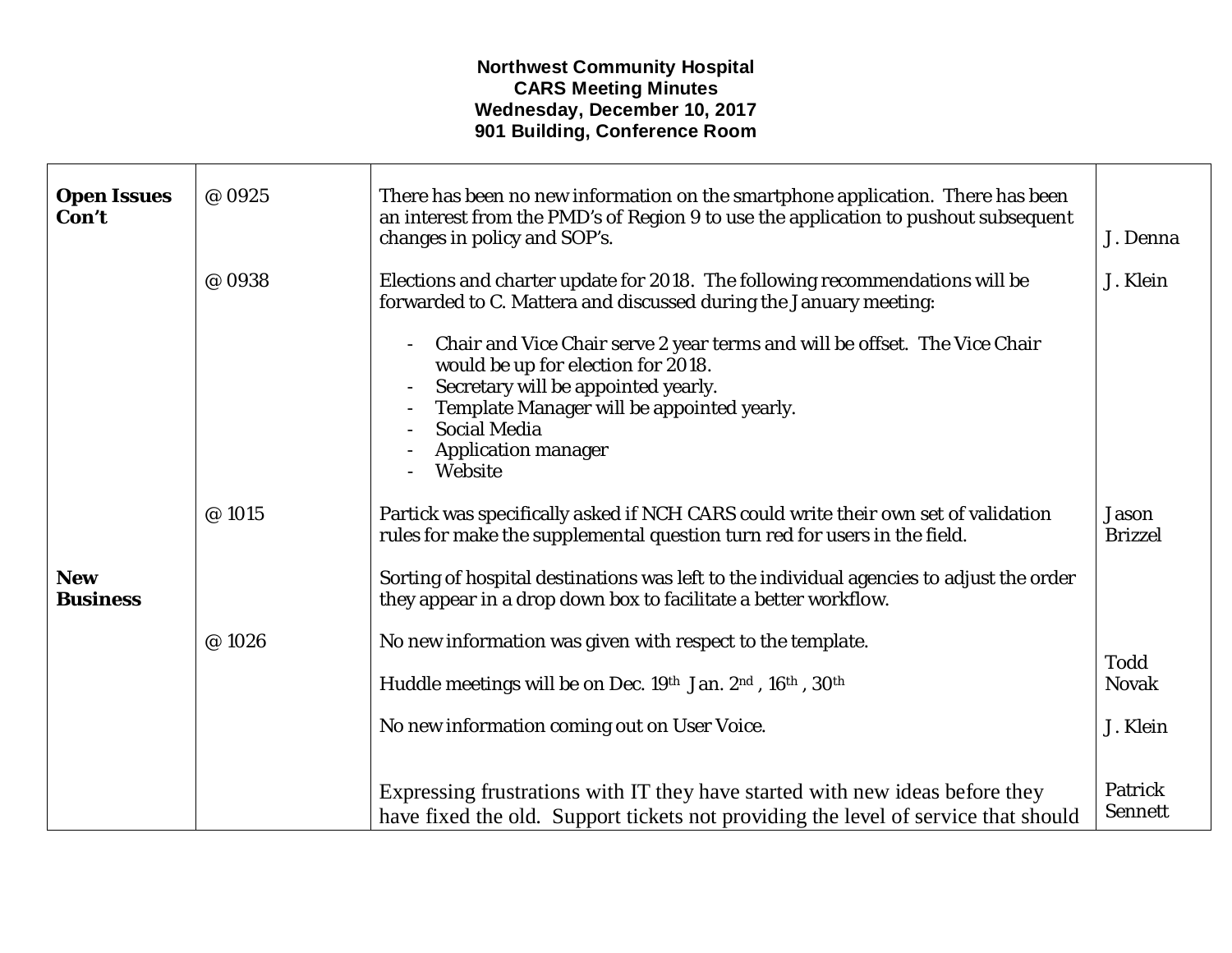**Northwest Community Hospital**
**CARS Meeting Minutes**
**Wednesday, December 10, 2017**
**901 Building, Conference Room**

| | | | |
|---|---|---|---|
| **Open Issues Con't** | @ 0925 | There has been no new information on the smartphone application. There has been an interest from the PMD's of Region 9 to use the application to pushout subsequent changes in policy and SOP's. | J. Denna |
| | @ 0938 | Elections and charter update for 2018. The following recommendations will be forwarded to C. Mattera and discussed during the January meeting:<br>- Chair and Vice Chair serve 2 year terms and will be offset. The Vice Chair would be up for election for 2018.<br>- Secretary will be appointed yearly.<br>- Template Manager will be appointed yearly.<br>- Social Media<br>- Application manager<br>- Website | J. Klein |
| | @ 1015 | Partick was specifically asked if NCH CARS could write their own set of validation rules for make the supplemental question turn red for users in the field. | Jason Brizzel |
| **New Business** | | Sorting of hospital destinations was left to the individual agencies to adjust the order they appear in a drop down box to facilitate a better workflow. | |
| | @ 1026 | No new information was given with respect to the template. | |
| | | Huddle meetings will be on Dec. 19th Jan. 2nd , 16th , 30th | Todd Novak |
| | | No new information coming out on User Voice. | J. Klein |
| | | Expressing frustrations with IT they have started with new ideas before they have fixed the old. Support tickets not providing the level of service that should | Patrick Sennett |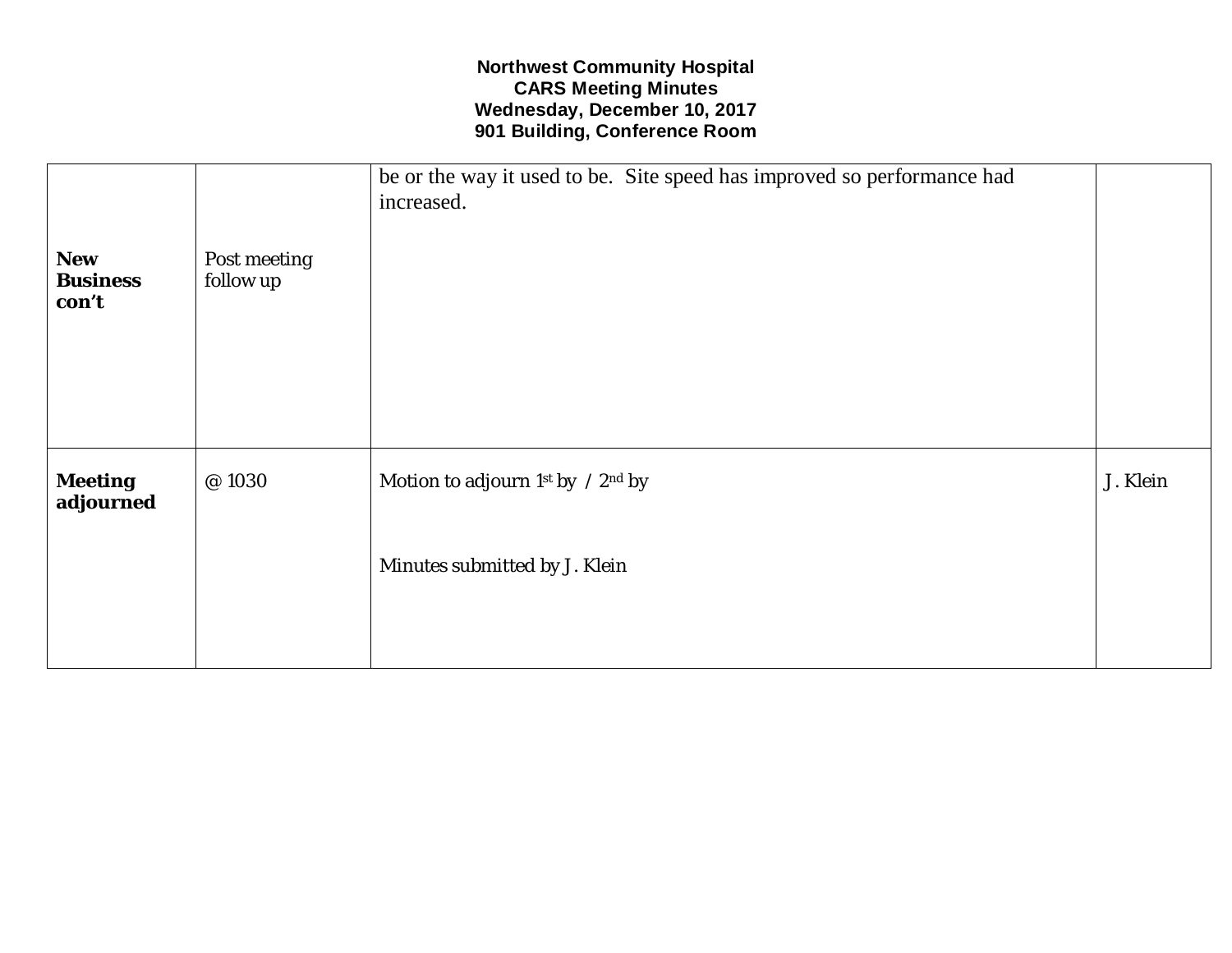**Northwest Community Hospital**
**CARS Meeting Minutes**
**Wednesday, December 10, 2017**
**901 Building, Conference Room**

| | | | |
|---|---|---|---|
| **New Business con't** | Post meeting follow up | be or the way it used to be. Site speed has improved so performance had increased. | |
| **Meeting adjourned** | @ 1030 | Motion to adjourn 1st by / 2nd by<br><br>Minutes submitted by J. Klein | J. Klein |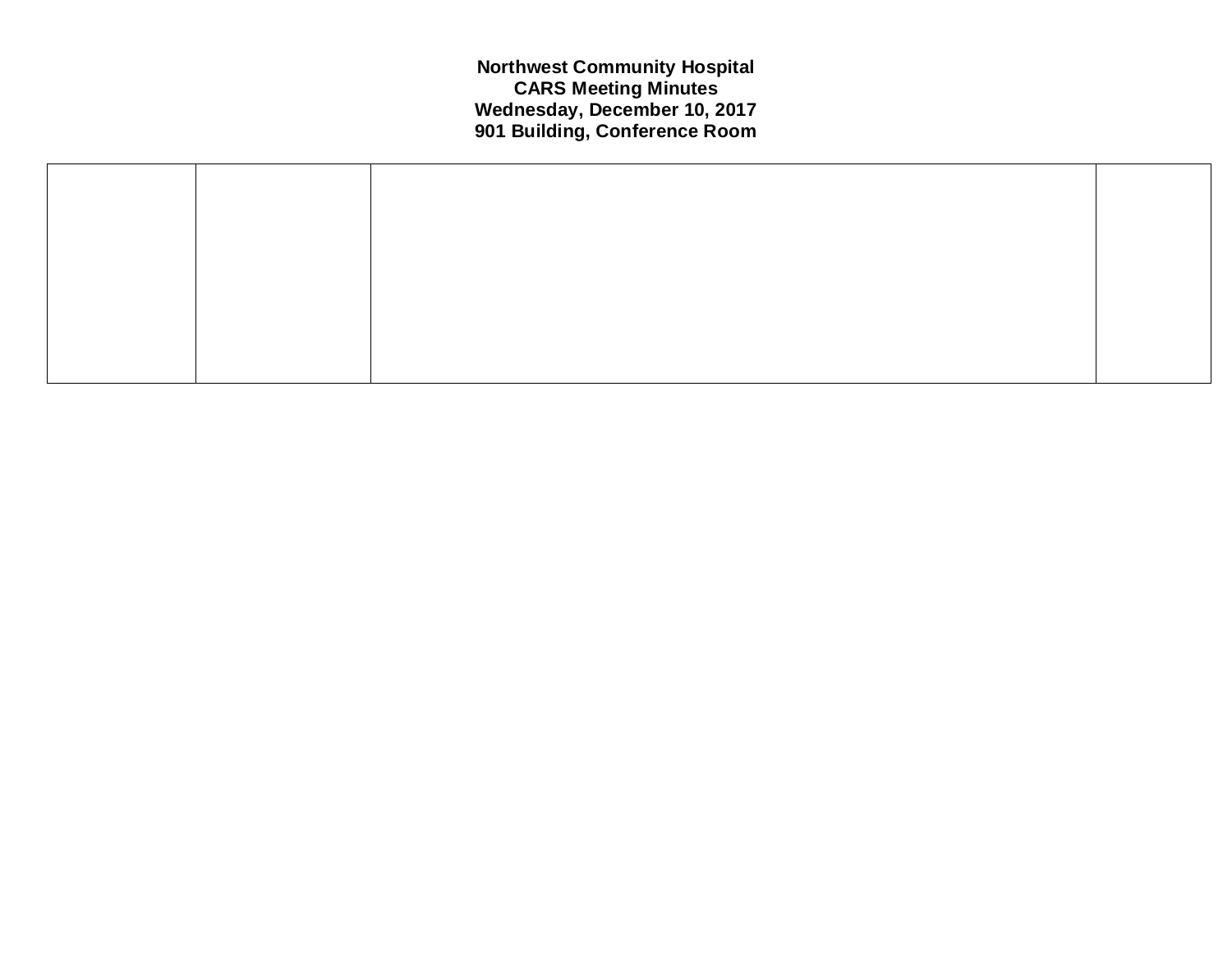**Northwest Community Hospital**
**CARS Meeting Minutes**
**Wednesday, December 10, 2017**
**901 Building, Conference Room**

| | | | |
|---|---|---|---|
| | | | |